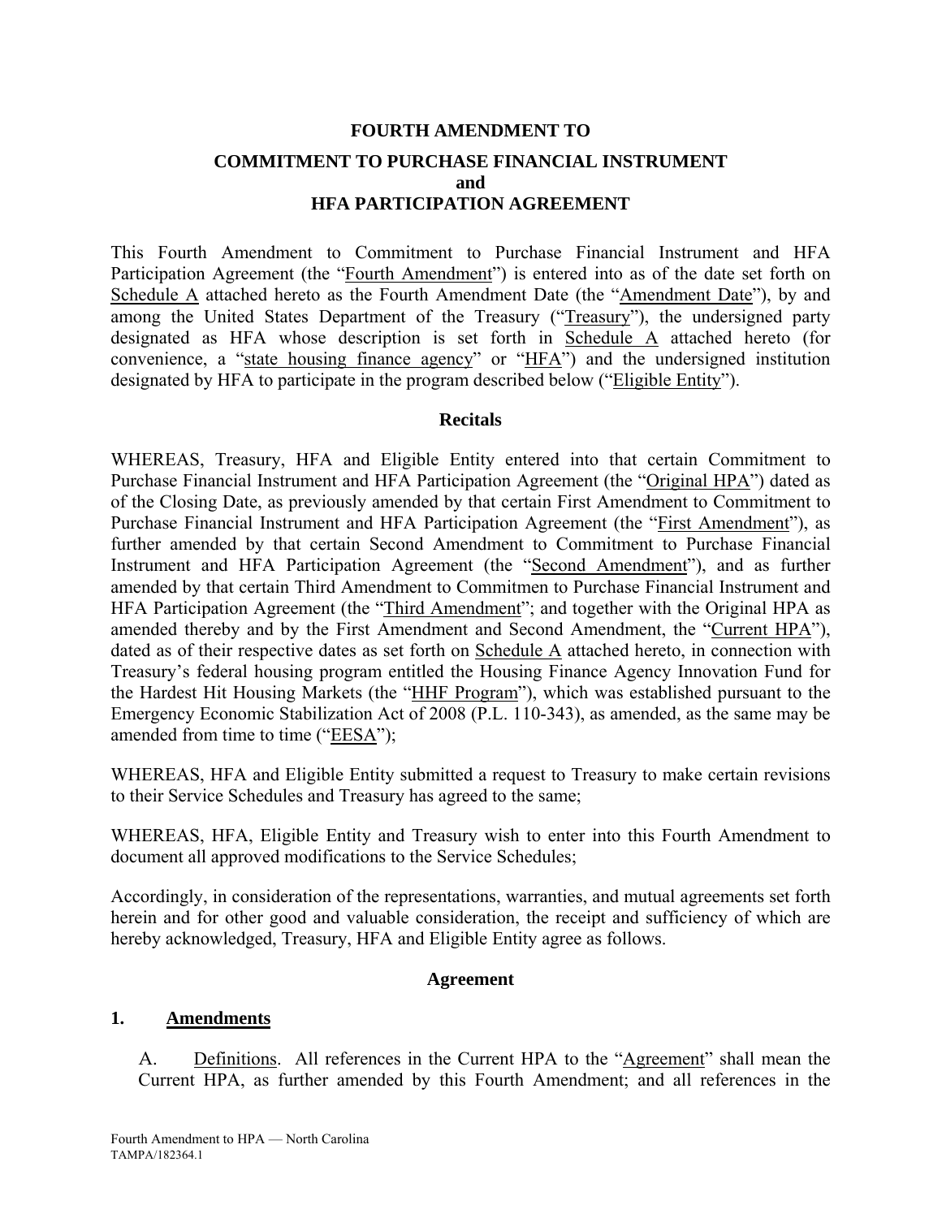# FOURTH AMENDMENT TO

## COMMITMENT TO PURCHASE FINANCIAL INSTRUMENT and HFA PARTICIPATION AGREEMENT

This Fourth Amendment to Commitment to Purchase Financial Instrument and HFA Participation Agreement (the "Fourth Amendment") is entered into as of the date set forth on Schedule A attached hereto as the Fourth Amendment Date (the "Amendment Date"), by and among the United States Department of the Treasury ("Treasury"), the undersigned party designated as HFA whose description is set forth in Schedule A attached hereto (for convenience, a "state housing finance agency" or "HFA") and the undersigned institution designated by HFA to participate in the program described below ("Eligible Entity").

### Recitals

WHEREAS, Treasury, HFA and Eligible Entity entered into that certain Commitment to Purchase Financial Instrument and HFA Participation Agreement (the "Original HPA") dated as of the Closing Date, as previously amended by that certain First Amendment to Commitment to Purchase Financial Instrument and HFA Participation Agreement (the "First Amendment"), as further amended by that certain Second Amendment to Commitment to Purchase Financial Instrument and HFA Participation Agreement (the "Second Amendment"), and as further amended by that certain Third Amendment to Commitmen to Purchase Financial Instrument and HFA Participation Agreement (the "Third Amendment"; and together with the Original HPA as amended thereby and by the First Amendment and Second Amendment, the "Current HPA"), dated as of their respective dates as set forth on Schedule A attached hereto, in connection with Treasury's federal housing program entitled the Housing Finance Agency Innovation Fund for the Hardest Hit Housing Markets (the "HHF Program"), which was established pursuant to the Emergency Economic Stabilization Act of 2008 (P.L. 110-343), as amended, as the same may be amended from time to time ("EESA");

WHEREAS, HFA and Eligible Entity submitted a request to Treasury to make certain revisions to their Service Schedules and Treasury has agreed to the same;

WHEREAS, HFA, Eligible Entity and Treasury wish to enter into this Fourth Amendment to document all approved modifications to the Service Schedules;

Accordingly, in consideration of the representations, warranties, and mutual agreements set forth herein and for other good and valuable consideration, the receipt and sufficiency of which are hereby acknowledged, Treasury, HFA and Eligible Entity agree as follows.

### Agreement

**1. Amendments**

A. Definitions. All references in the Current HPA to the "Agreement" shall mean the Current HPA, as further amended by this Fourth Amendment; and all references in the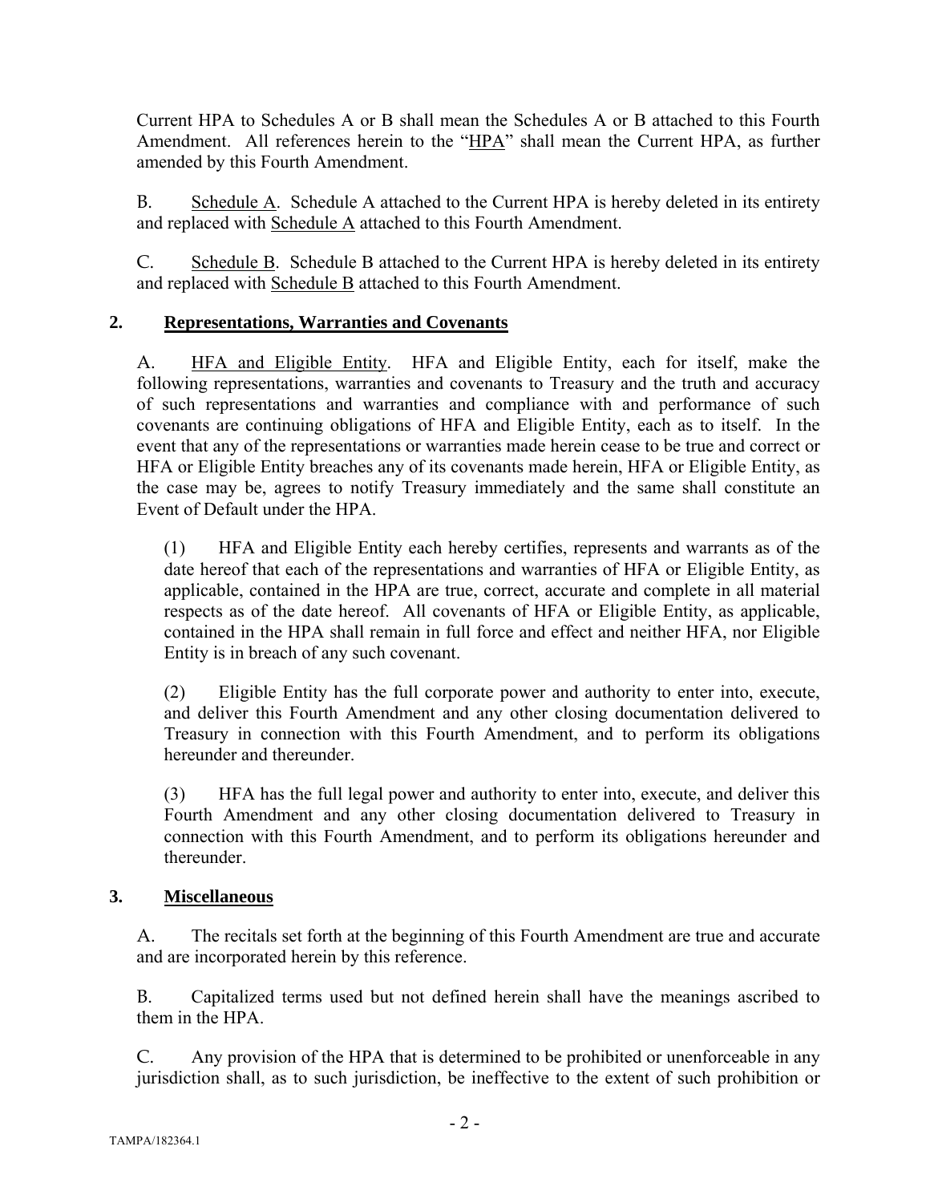Current HPA to Schedules A or B shall mean the Schedules A or B attached to this Fourth Amendment. All references herein to the "HPA" shall mean the Current HPA, as further amended by this Fourth Amendment.

B. Schedule A. Schedule A attached to the Current HPA is hereby deleted in its entirety and replaced with Schedule A attached to this Fourth Amendment.

C. Schedule B. Schedule B attached to the Current HPA is hereby deleted in its entirety and replaced with Schedule B attached to this Fourth Amendment.

## 2. Representations, Warranties and Covenants

A. HFA and Eligible Entity. HFA and Eligible Entity, each for itself, make the following representations, warranties and covenants to Treasury and the truth and accuracy of such representations and warranties and compliance with and performance of such covenants are continuing obligations of HFA and Eligible Entity, each as to itself. In the event that any of the representations or warranties made herein cease to be true and correct or HFA or Eligible Entity breaches any of its covenants made herein, HFA or Eligible Entity, as the case may be, agrees to notify Treasury immediately and the same shall constitute an Event of Default under the HPA.

(1) HFA and Eligible Entity each hereby certifies, represents and warrants as of the date hereof that each of the representations and warranties of HFA or Eligible Entity, as applicable, contained in the HPA are true, correct, accurate and complete in all material respects as of the date hereof. All covenants of HFA or Eligible Entity, as applicable, contained in the HPA shall remain in full force and effect and neither HFA, nor Eligible Entity is in breach of any such covenant.

(2) Eligible Entity has the full corporate power and authority to enter into, execute, and deliver this Fourth Amendment and any other closing documentation delivered to Treasury in connection with this Fourth Amendment, and to perform its obligations hereunder and thereunder.

(3) HFA has the full legal power and authority to enter into, execute, and deliver this Fourth Amendment and any other closing documentation delivered to Treasury in connection with this Fourth Amendment, and to perform its obligations hereunder and thereunder.

## 3. Miscellaneous

A. The recitals set forth at the beginning of this Fourth Amendment are true and accurate and are incorporated herein by this reference.

B. Capitalized terms used but not defined herein shall have the meanings ascribed to them in the HPA.

C. Any provision of the HPA that is determined to be prohibited or unenforceable in any jurisdiction shall, as to such jurisdiction, be ineffective to the extent of such prohibition or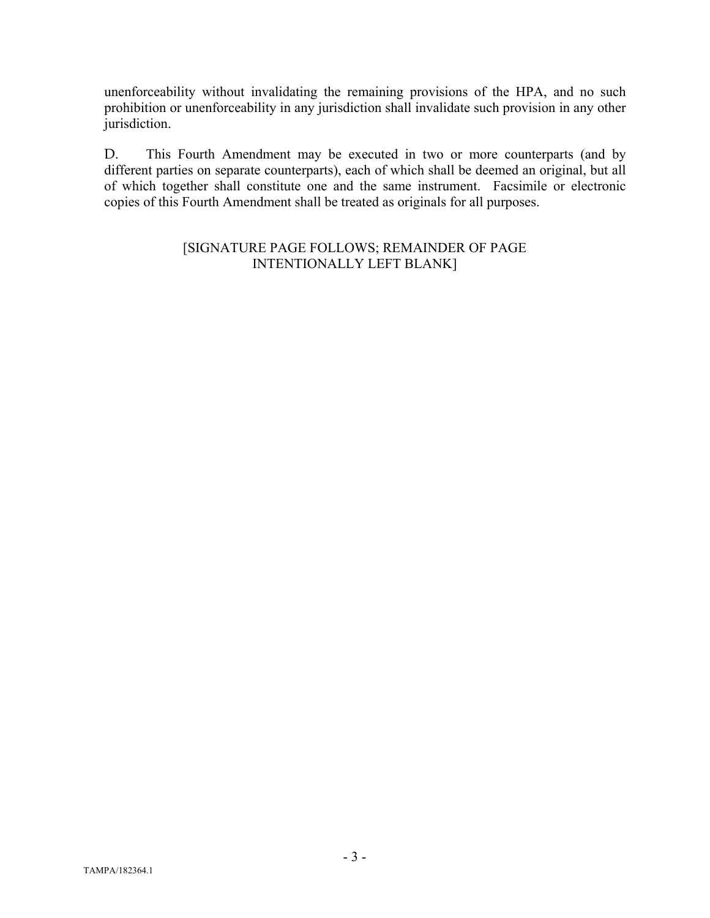unenforceability without invalidating the remaining provisions of the HPA, and no such prohibition or unenforceability in any jurisdiction shall invalidate such provision in any other jurisdiction.

D. This Fourth Amendment may be executed in two or more counterparts (and by different parties on separate counterparts), each of which shall be deemed an original, but all of which together shall constitute one and the same instrument. Facsimile or electronic copies of this Fourth Amendment shall be treated as originals for all purposes.

[SIGNATURE PAGE FOLLOWS; REMAINDER OF PAGE INTENTIONALLY LEFT BLANK]

TAMPA/182364.1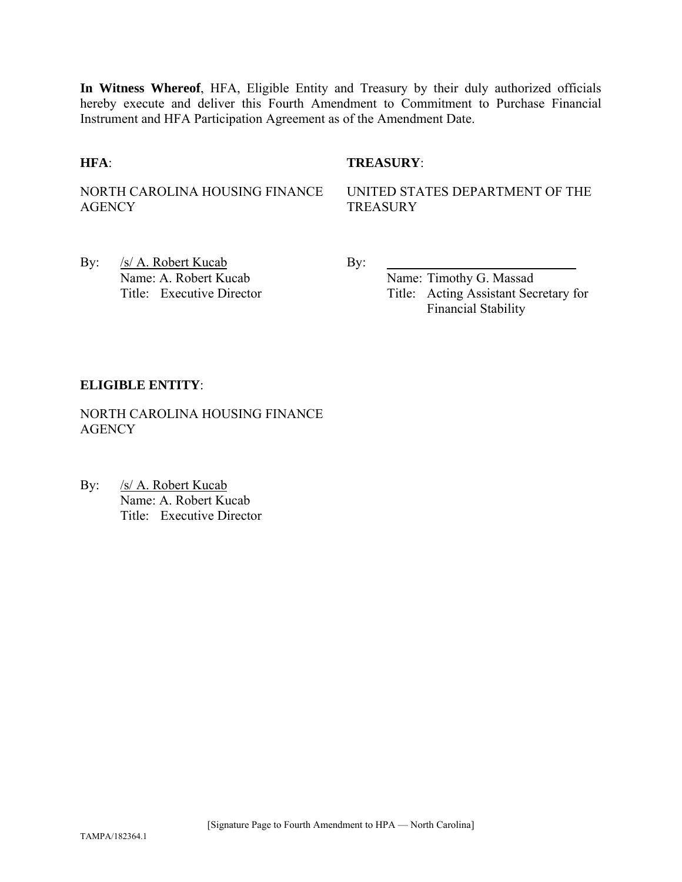**In Witness Whereof**, HFA, Eligible Entity and Treasury by their duly authorized officials hereby execute and deliver this Fourth Amendment to Commitment to Purchase Financial Instrument and HFA Participation Agreement as of the Amendment Date.

**HFA**:

NORTH CAROLINA HOUSING FINANCE AGENCY

By: /s/ A. Robert Kucab
Name: A. Robert Kucab
Title: Executive Director

**TREASURY**:

UNITED STATES DEPARTMENT OF THE TREASURY

By: ____________________________
Name: Timothy G. Massad
Title: Acting Assistant Secretary for Financial Stability

**ELIGIBLE ENTITY**:

NORTH CAROLINA HOUSING FINANCE AGENCY

By: /s/ A. Robert Kucab
Name: A. Robert Kucab
Title: Executive Director

[Signature Page to Fourth Amendment to HPA — North Carolina]

TAMPA/182364.1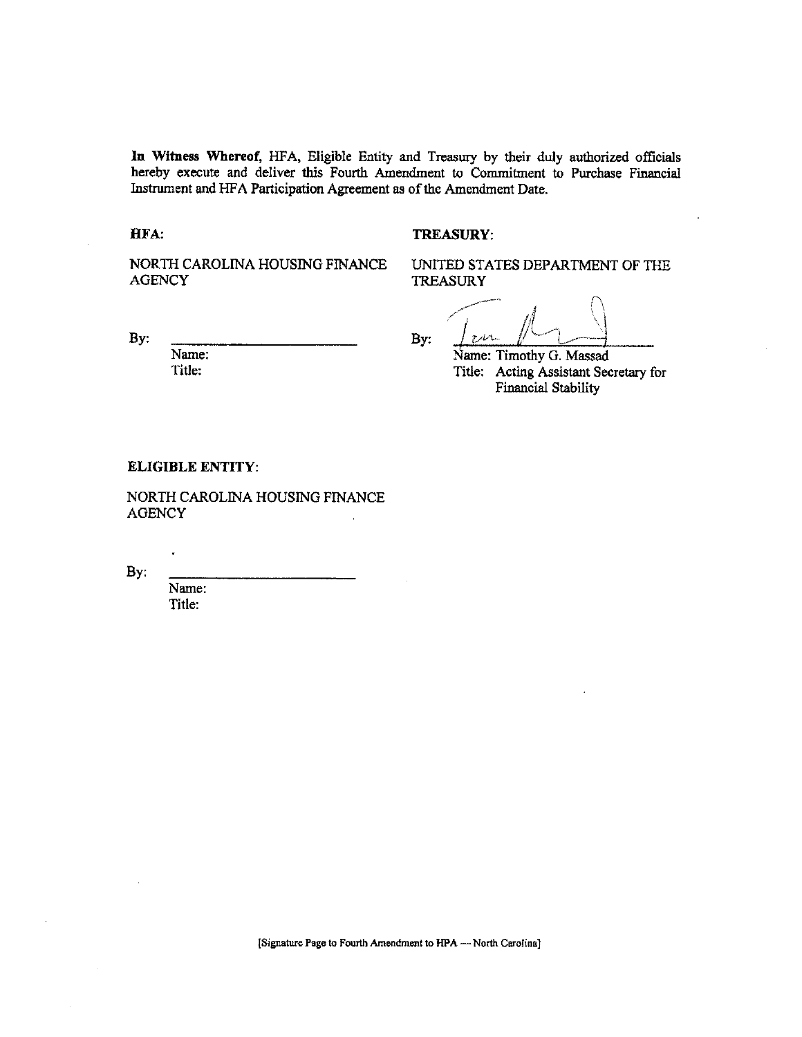**In Witness Whereof,** HFA, Eligible Entity and Treasury by their duly authorized officials hereby execute and deliver this Fourth Amendment to Commitment to Purchase Financial Instrument and HFA Participation Agreement as of the Amendment Date.

**HFA:**

NORTH CAROLINA HOUSING FINANCE AGENCY

By: ______________________

Name:

Title:

**TREASURY:**

UNITED STATES DEPARTMENT OF THE TREASURY

By: ______________________

Name: Timothy G. Massad

Title: Acting Assistant Secretary for Financial Stability

**ELIGIBLE ENTITY:**

NORTH CAROLINA HOUSING FINANCE AGENCY

By: ______________________

Name:

Title:

[Signature Page to Fourth Amendment to HPA — North Carolina]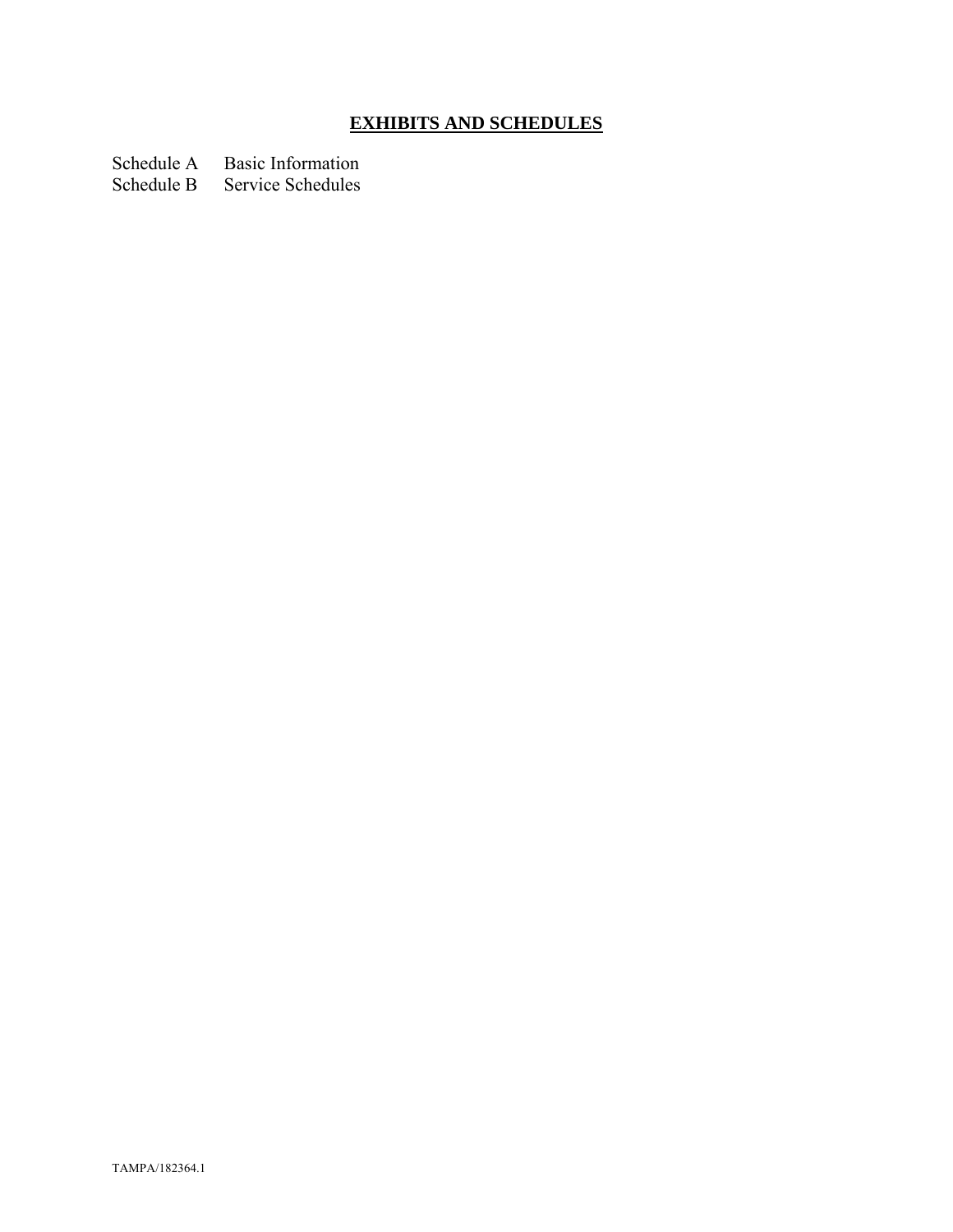# **EXHIBITS AND SCHEDULES**

Schedule A Basic Information
Schedule B Service Schedules

TAMPA/182364.1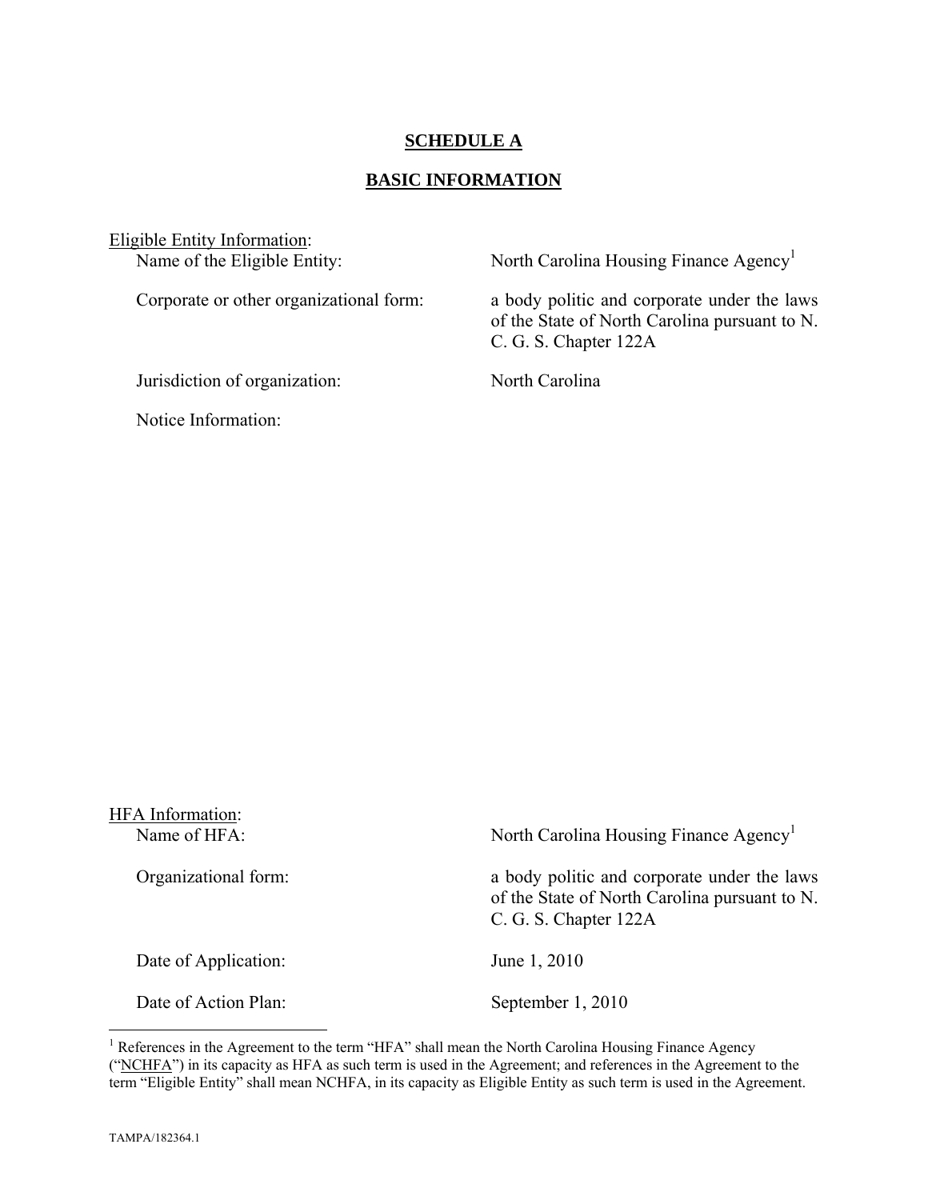**SCHEDULE A**

**BASIC INFORMATION**

Eligible Entity Information:

| | |
|---|---|
| Name of the Eligible Entity: | North Carolina Housing Finance Agency[1] |
| Corporate or other organizational form: | a body politic and corporate under the laws of the State of North Carolina pursuant to N. C. G. S. Chapter 122A |
| Jurisdiction of organization: | North Carolina |
| Notice Information: | |

HFA Information:

| | |
|---|---|
| Name of HFA: | North Carolina Housing Finance Agency[1] |
| Organizational form: | a body politic and corporate under the laws of the State of North Carolina pursuant to N. C. G. S. Chapter 122A |
| Date of Application: | June 1, 2010 |
| Date of Action Plan: | September 1, 2010 |

[1] References in the Agreement to the term "HFA" shall mean the North Carolina Housing Finance Agency ("NCHFA") in its capacity as HFA as such term is used in the Agreement; and references in the Agreement to the term "Eligible Entity" shall mean NCHFA, in its capacity as Eligible Entity as such term is used in the Agreement.

TAMPA/182364.1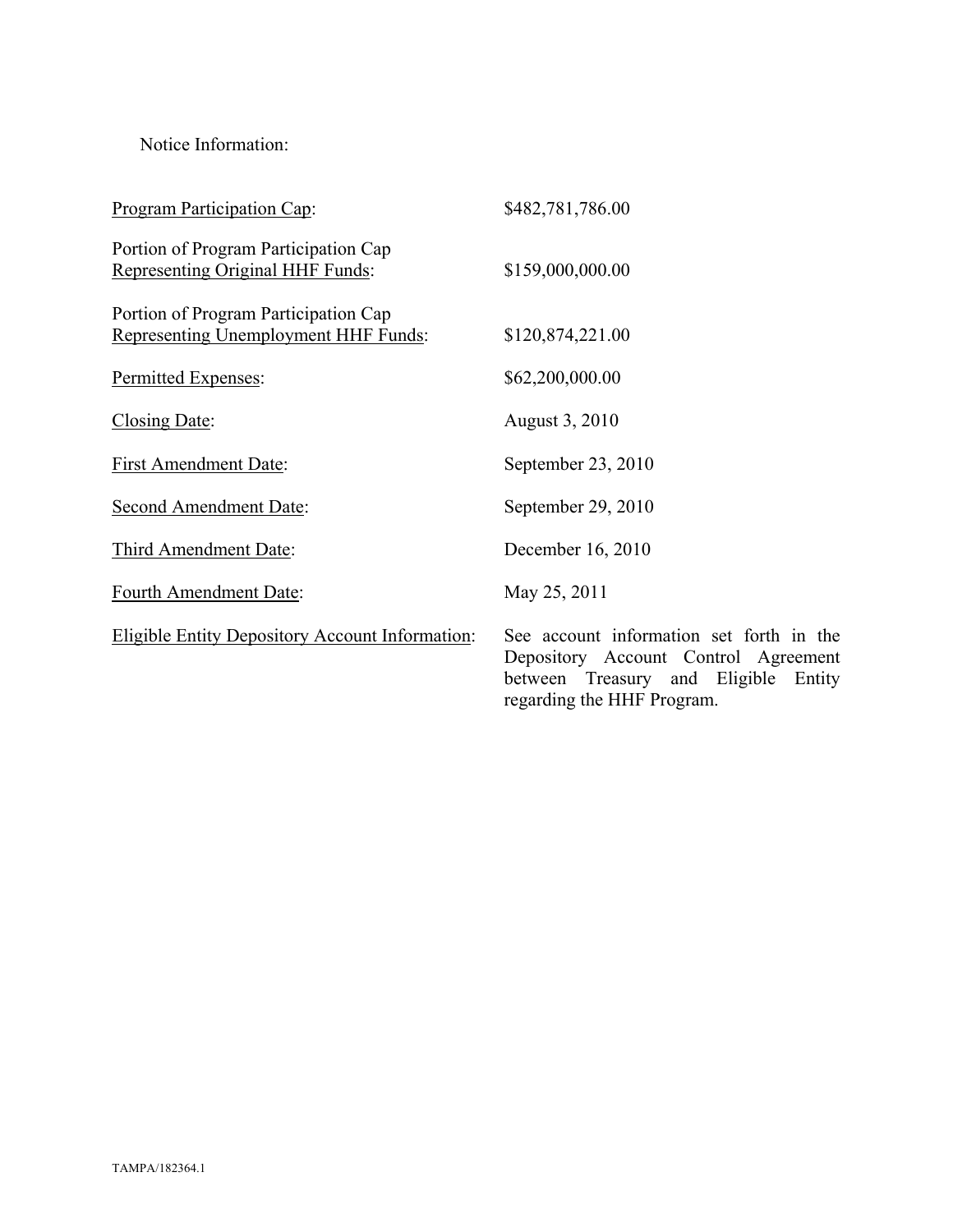Notice Information:

| | |
|---|---|
| <u>Program Participation Cap</u>: | $482,781,786.00 |
| Portion of Program Participation Cap <u>Representing Original HHF Funds</u>: | $159,000,000.00 |
| Portion of Program Participation Cap <u>Representing Unemployment HHF Funds</u>: | $120,874,221.00 |
| <u>Permitted Expenses</u>: | $62,200,000.00 |
| <u>Closing Date</u>: | August 3, 2010 |
| <u>First Amendment Date</u>: | September 23, 2010 |
| <u>Second Amendment Date</u>: | September 29, 2010 |
| <u>Third Amendment Date</u>: | December 16, 2010 |
| <u>Fourth Amendment Date</u>: | May 25, 2011 |
| <u>Eligible Entity Depository Account Information</u>: | See account information set forth in the Depository Account Control Agreement between Treasury and Eligible Entity regarding the HHF Program. |

TAMPA/182364.1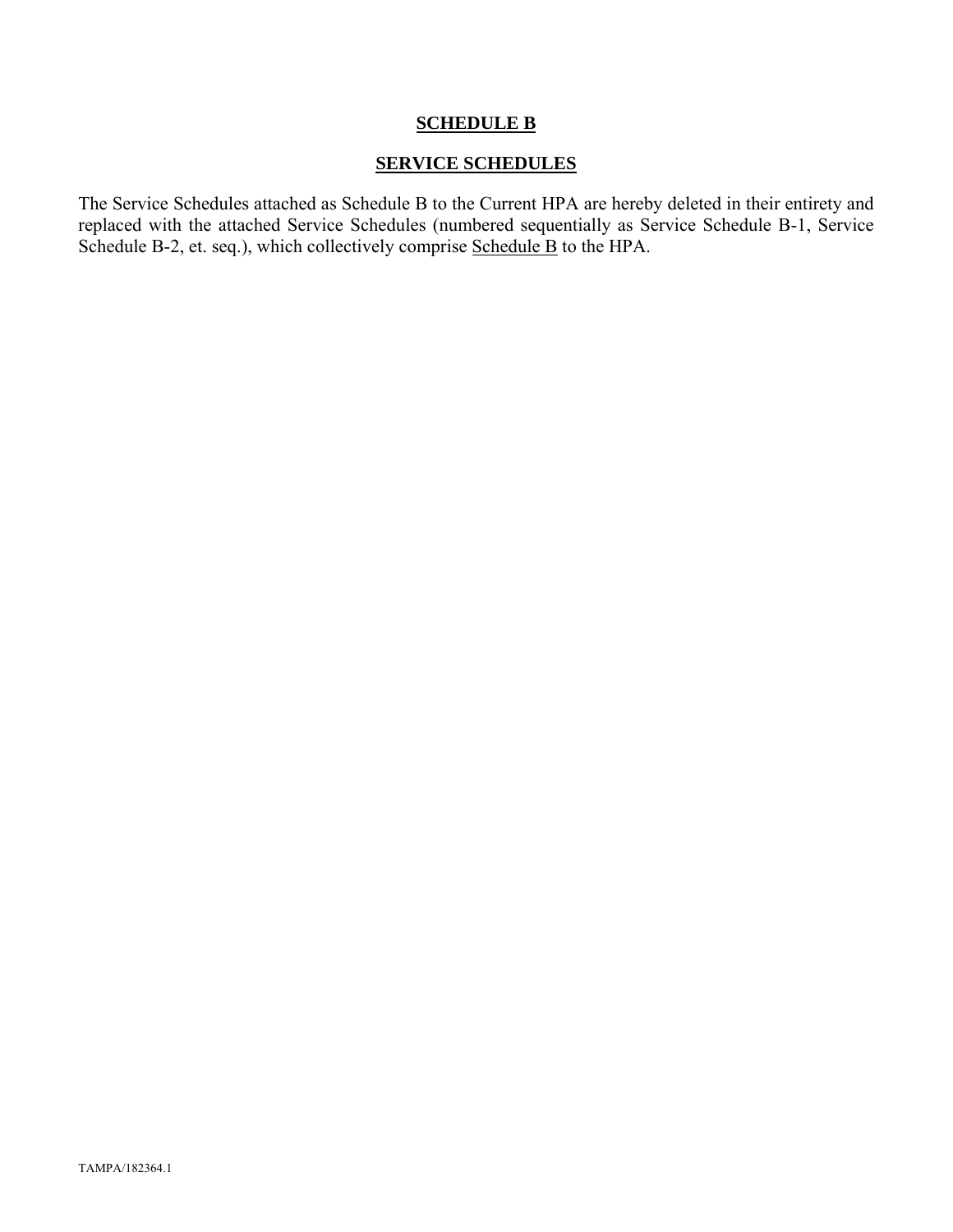# SCHEDULE B

## SERVICE SCHEDULES

The Service Schedules attached as Schedule B to the Current HPA are hereby deleted in their entirety and replaced with the attached Service Schedules (numbered sequentially as Service Schedule B-1, Service Schedule B-2, et. seq.), which collectively comprise Schedule B to the HPA.

TAMPA/182364.1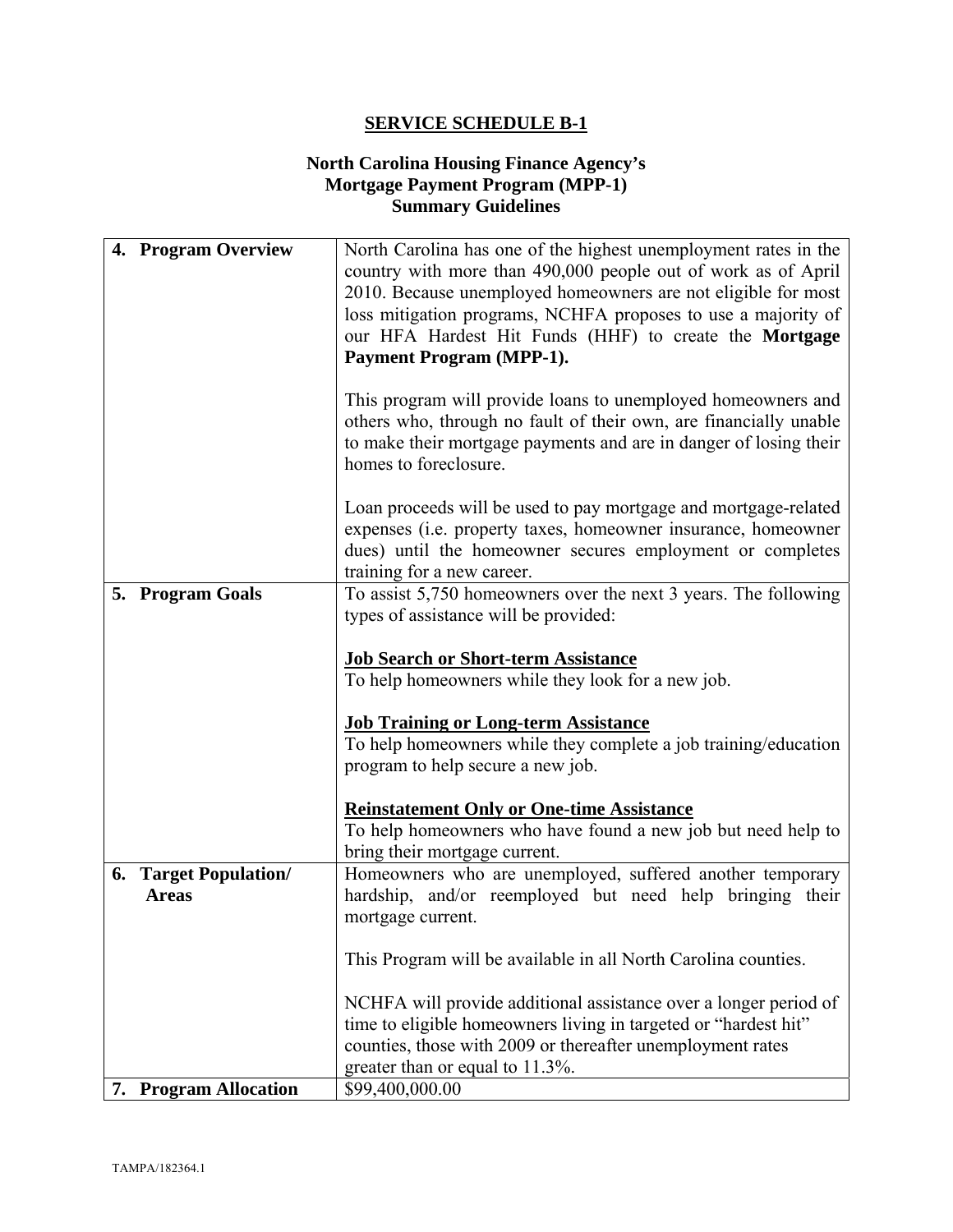## SERVICE SCHEDULE B-1

### North Carolina Housing Finance Agency's Mortgage Payment Program (MPP-1) Summary Guidelines

| | |
|---|---|
| **4. Program Overview** | North Carolina has one of the highest unemployment rates in the country with more than 490,000 people out of work as of April 2010. Because unemployed homeowners are not eligible for most loss mitigation programs, NCHFA proposes to use a majority of our HFA Hardest Hit Funds (HHF) to create the **Mortgage Payment Program (MPP-1).**<br><br>This program will provide loans to unemployed homeowners and others who, through no fault of their own, are financially unable to make their mortgage payments and are in danger of losing their homes to foreclosure.<br><br>Loan proceeds will be used to pay mortgage and mortgage-related expenses (i.e. property taxes, homeowner insurance, homeowner dues) until the homeowner secures employment or completes training for a new career. |
| **5. Program Goals** | To assist 5,750 homeowners over the next 3 years. The following types of assistance will be provided:<br><br>**Job Search or Short-term Assistance**<br>To help homeowners while they look for a new job.<br><br>**Job Training or Long-term Assistance**<br>To help homeowners while they complete a job training/education program to help secure a new job.<br><br>**Reinstatement Only or One-time Assistance**<br>To help homeowners who have found a new job but need help to bring their mortgage current. |
| **6. Target Population/ Areas** | Homeowners who are unemployed, suffered another temporary hardship, and/or reemployed but need help bringing their mortgage current.<br><br>This Program will be available in all North Carolina counties.<br><br>NCHFA will provide additional assistance over a longer period of time to eligible homeowners living in targeted or "hardest hit" counties, those with 2009 or thereafter unemployment rates greater than or equal to 11.3%. |
| **7. Program Allocation** | $99,400,000.00 |

TAMPA/182364.1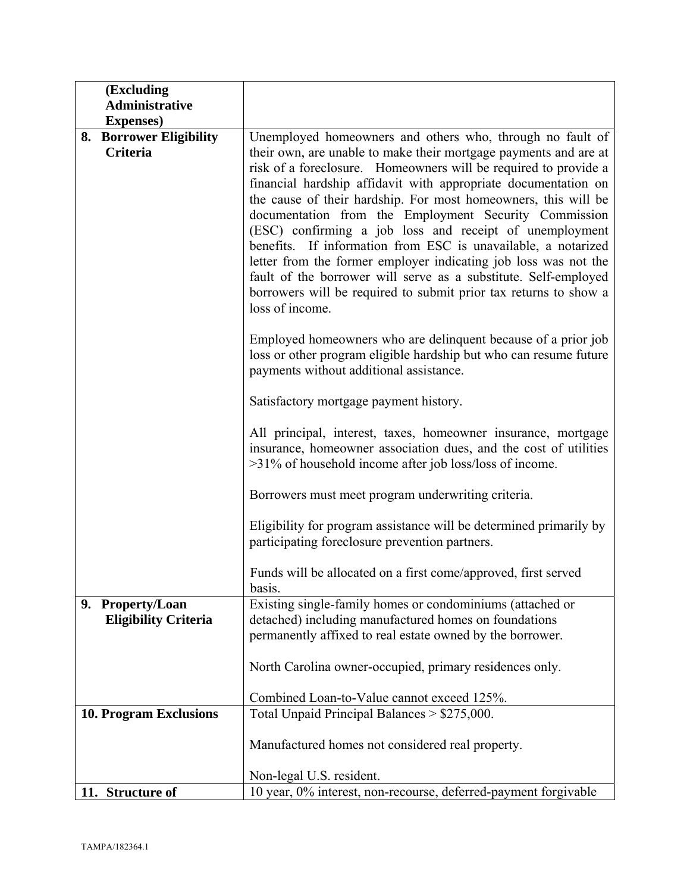| | |
|---|---|
| **(Excluding Administrative Expenses)** | |
| **8. Borrower Eligibility Criteria** | Unemployed homeowners and others who, through no fault of their own, are unable to make their mortgage payments and are at risk of a foreclosure. Homeowners will be required to provide a financial hardship affidavit with appropriate documentation on the cause of their hardship. For most homeowners, this will be documentation from the Employment Security Commission (ESC) confirming a job loss and receipt of unemployment benefits. If information from ESC is unavailable, a notarized letter from the former employer indicating job loss was not the fault of the borrower will serve as a substitute. Self-employed borrowers will be required to submit prior tax returns to show a loss of income.<br><br>Employed homeowners who are delinquent because of a prior job loss or other program eligible hardship but who can resume future payments without additional assistance.<br><br>Satisfactory mortgage payment history.<br><br>All principal, interest, taxes, homeowner insurance, mortgage insurance, homeowner association dues, and the cost of utilities >31% of household income after job loss/loss of income.<br><br>Borrowers must meet program underwriting criteria.<br><br>Eligibility for program assistance will be determined primarily by participating foreclosure prevention partners.<br><br>Funds will be allocated on a first come/approved, first served basis. |
| **9. Property/Loan Eligibility Criteria** | Existing single-family homes or condominiums (attached or detached) including manufactured homes on foundations permanently affixed to real estate owned by the borrower.<br><br>North Carolina owner-occupied, primary residences only.<br><br>Combined Loan-to-Value cannot exceed 125%. |
| **10. Program Exclusions** | Total Unpaid Principal Balances > $275,000.<br><br>Manufactured homes not considered real property.<br><br>Non-legal U.S. resident. |
| **11. Structure of** | 10 year, 0% interest, non-recourse, deferred-payment forgivable |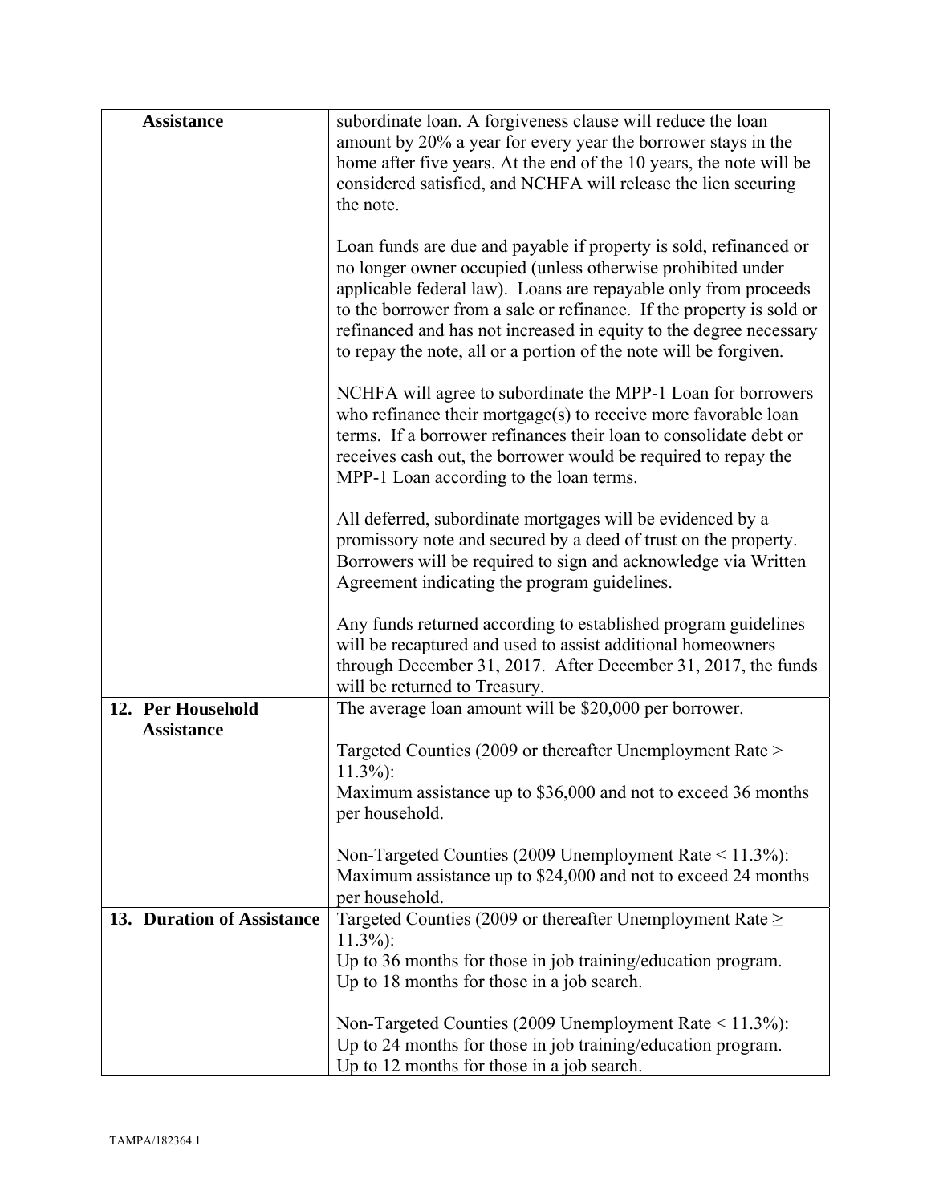| **Assistance** | subordinate loan. A forgiveness clause will reduce the loan amount by 20% a year for every year the borrower stays in the home after five years. At the end of the 10 years, the note will be considered satisfied, and NCHFA will release the lien securing the note.<br><br>Loan funds are due and payable if property is sold, refinanced or no longer owner occupied (unless otherwise prohibited under applicable federal law). Loans are repayable only from proceeds to the borrower from a sale or refinance. If the property is sold or refinanced and has not increased in equity to the degree necessary to repay the note, all or a portion of the note will be forgiven.<br><br>NCHFA will agree to subordinate the MPP-1 Loan for borrowers who refinance their mortgage(s) to receive more favorable loan terms. If a borrower refinances their loan to consolidate debt or receives cash out, the borrower would be required to repay the MPP-1 Loan according to the loan terms.<br><br>All deferred, subordinate mortgages will be evidenced by a promissory note and secured by a deed of trust on the property. Borrowers will be required to sign and acknowledge via Written Agreement indicating the program guidelines.<br><br>Any funds returned according to established program guidelines will be recaptured and used to assist additional homeowners through December 31, 2017. After December 31, 2017, the funds will be returned to Treasury. |
|---|---|
| **12. Per Household Assistance** | The average loan amount will be $20,000 per borrower.<br><br>Targeted Counties (2009 or thereafter Unemployment Rate $\geq$ 11.3%):<br>Maximum assistance up to $36,000 and not to exceed 36 months per household.<br><br>Non-Targeted Counties (2009 Unemployment Rate < 11.3%):<br>Maximum assistance up to $24,000 and not to exceed 24 months per household. |
| **13. Duration of Assistance** | Targeted Counties (2009 or thereafter Unemployment Rate ≥ 11.3%):<br>Up to 36 months for those in job training/education program.<br>Up to 18 months for those in a job search.<br><br>Non-Targeted Counties (2009 Unemployment Rate < 11.3%):<br>Up to 24 months for those in job training/education program.<br>Up to 12 months for those in a job search. |

TAMPA/182364.1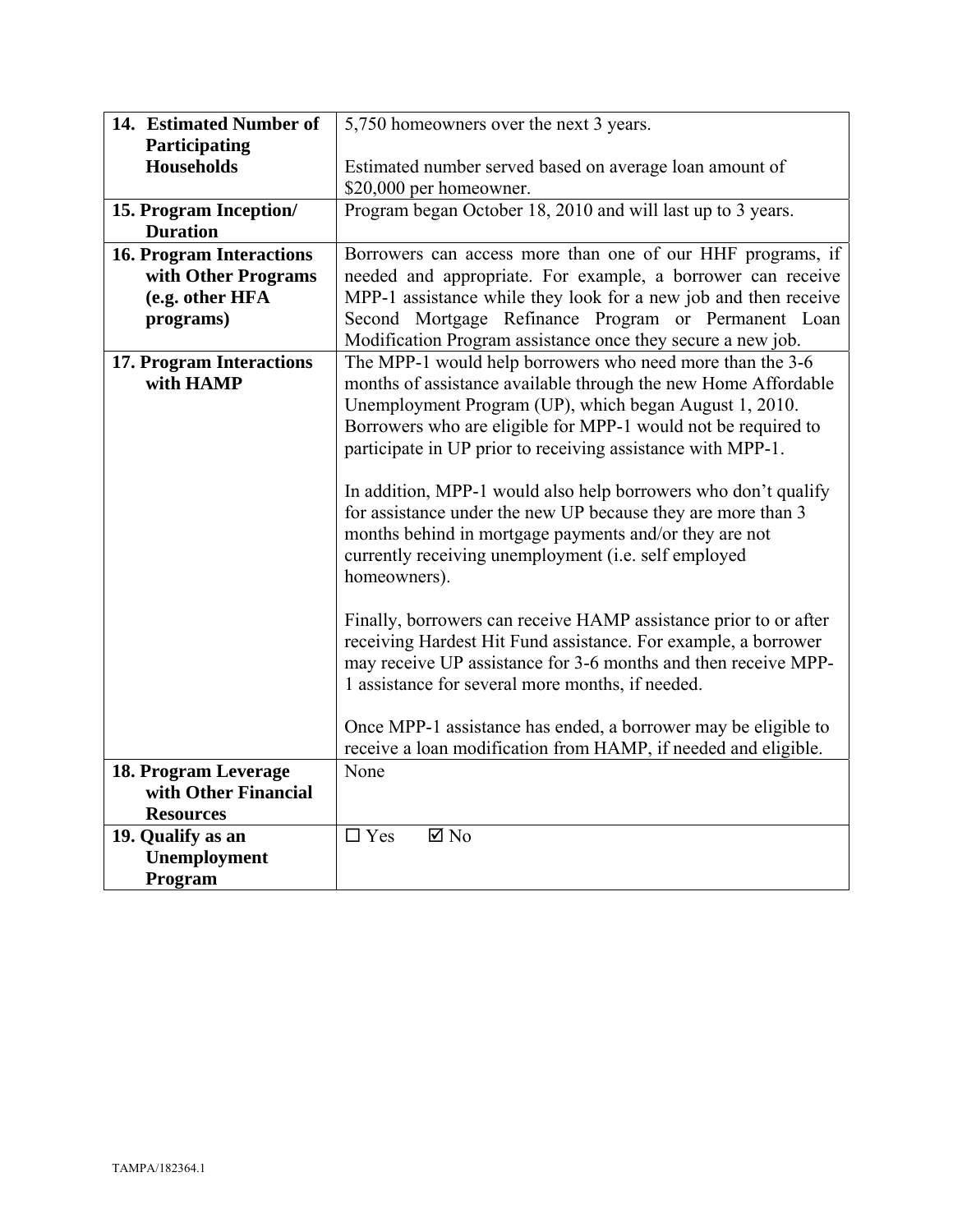| | |
|---|---|
| **14. Estimated Number of Participating Households** | 5,750 homeowners over the next 3 years.<br><br>Estimated number served based on average loan amount of $20,000 per homeowner. |
| **15. Program Inception/ Duration** | Program began October 18, 2010 and will last up to 3 years. |
| **16. Program Interactions with Other Programs (e.g. other HFA programs)** | Borrowers can access more than one of our HHF programs, if needed and appropriate. For example, a borrower can receive MPP-1 assistance while they look for a new job and then receive Second Mortgage Refinance Program or Permanent Loan Modification Program assistance once they secure a new job. |
| **17. Program Interactions with HAMP** | The MPP-1 would help borrowers who need more than the 3-6 months of assistance available through the new Home Affordable Unemployment Program (UP), which began August 1, 2010. Borrowers who are eligible for MPP-1 would not be required to participate in UP prior to receiving assistance with MPP-1.<br><br>In addition, MPP-1 would also help borrowers who don't qualify for assistance under the new UP because they are more than 3 months behind in mortgage payments and/or they are not currently receiving unemployment (i.e. self employed homeowners).<br><br>Finally, borrowers can receive HAMP assistance prior to or after receiving Hardest Hit Fund assistance. For example, a borrower may receive UP assistance for 3-6 months and then receive MPP-1 assistance for several more months, if needed.<br><br>Once MPP-1 assistance has ended, a borrower may be eligible to receive a loan modification from HAMP, if needed and eligible. |
| **18. Program Leverage with Other Financial Resources** | None |
| **19. Qualify as an Unemployment Program** | ☐ Yes ☑ No |

TAMPA/182364.1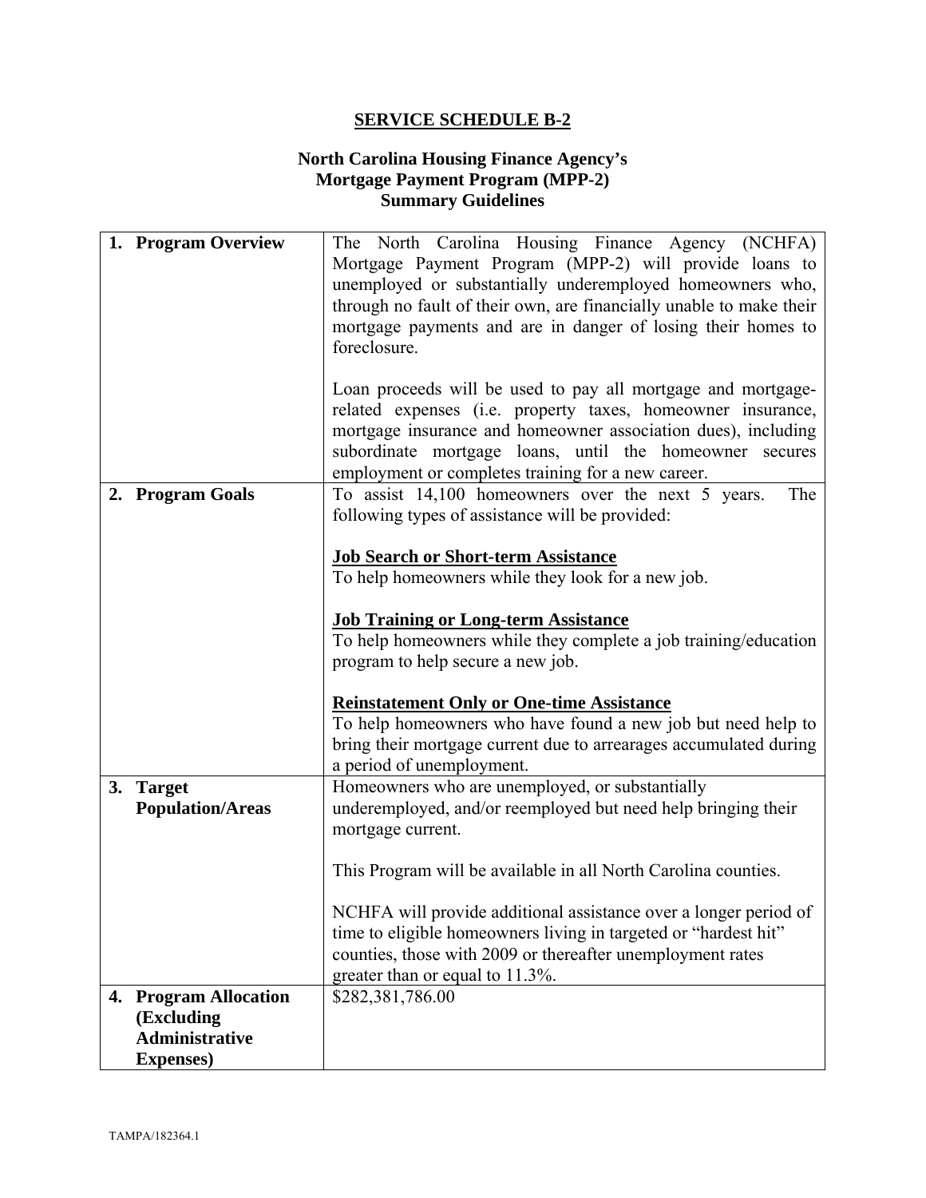# SERVICE SCHEDULE B-2

## North Carolina Housing Finance Agency's Mortgage Payment Program (MPP-2) Summary Guidelines

| | |
|---|---|
| **1. Program Overview** | The North Carolina Housing Finance Agency (NCHFA) Mortgage Payment Program (MPP-2) will provide loans to unemployed or substantially underemployed homeowners who, through no fault of their own, are financially unable to make their mortgage payments and are in danger of losing their homes to foreclosure.<br><br>Loan proceeds will be used to pay all mortgage and mortgage-related expenses (i.e. property taxes, homeowner insurance, mortgage insurance and homeowner association dues), including subordinate mortgage loans, until the homeowner secures employment or completes training for a new career. |
| **2. Program Goals** | To assist 14,100 homeowners over the next 5 years. The following types of assistance will be provided:<br><br>**<u>Job Search or Short-term Assistance</u>**<br>To help homeowners while they look for a new job.<br><br>**<u>Job Training or Long-term Assistance</u>**<br>To help homeowners while they complete a job training/education program to help secure a new job.<br><br>**<u>Reinstatement Only or One-time Assistance</u>**<br>To help homeowners who have found a new job but need help to bring their mortgage current due to arrearages accumulated during a period of unemployment. |
| **3. Target Population/Areas** | Homeowners who are unemployed, or substantially underemployed, and/or reemployed but need help bringing their mortgage current.<br><br>This Program will be available in all North Carolina counties.<br><br>NCHFA will provide additional assistance over a longer period of time to eligible homeowners living in targeted or "hardest hit" counties, those with 2009 or thereafter unemployment rates greater than or equal to 11.3%. |
| **4. Program Allocation (Excluding Administrative Expenses)** | $282,381,786.00 |

TAMPA/182364.1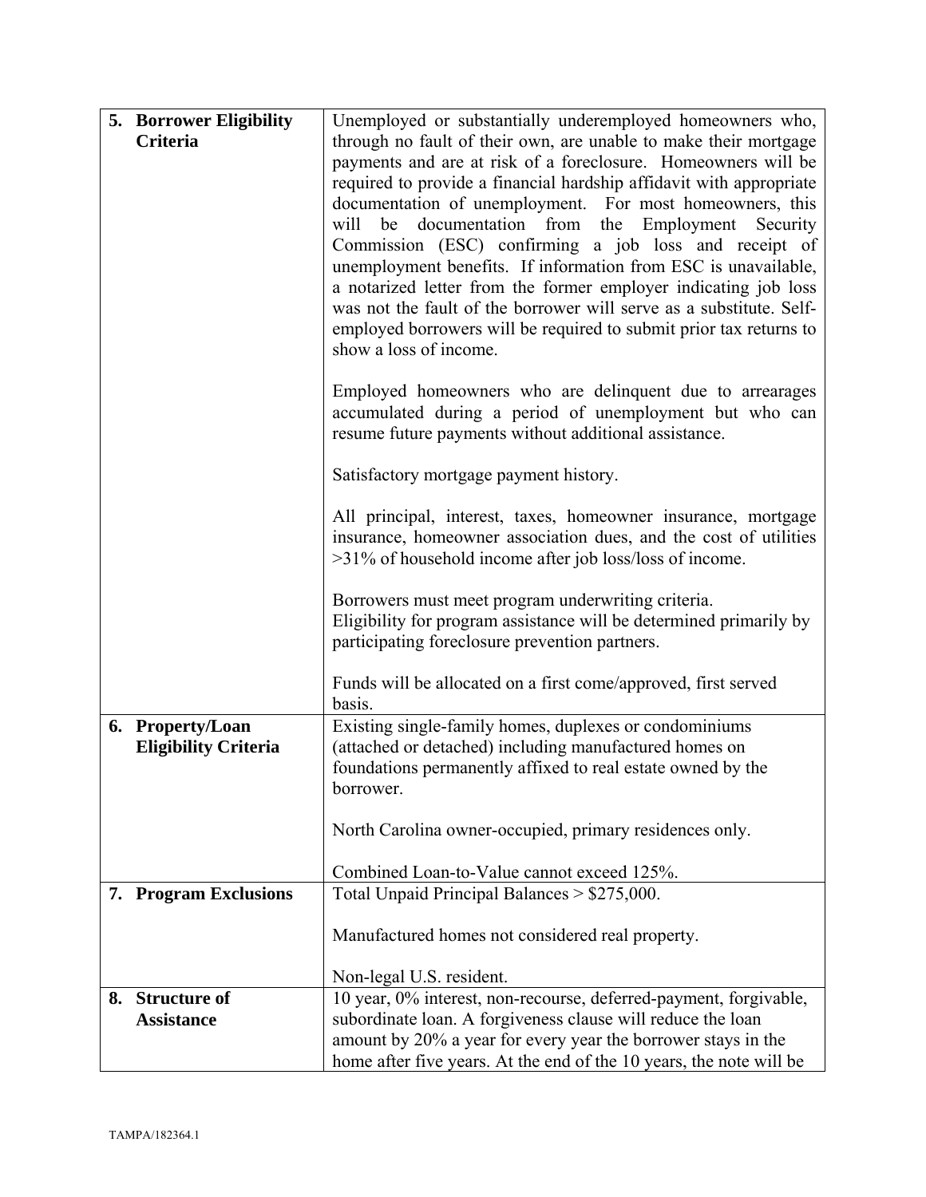| | |
|---|---|
| **5. Borrower Eligibility Criteria** | Unemployed or substantially underemployed homeowners who, through no fault of their own, are unable to make their mortgage payments and are at risk of a foreclosure. Homeowners will be required to provide a financial hardship affidavit with appropriate documentation of unemployment. For most homeowners, this will be documentation from the Employment Security Commission (ESC) confirming a job loss and receipt of unemployment benefits. If information from ESC is unavailable, a notarized letter from the former employer indicating job loss was not the fault of the borrower will serve as a substitute. Self-employed borrowers will be required to submit prior tax returns to show a loss of income.<br><br>Employed homeowners who are delinquent due to arrearages accumulated during a period of unemployment but who can resume future payments without additional assistance.<br><br>Satisfactory mortgage payment history.<br><br>All principal, interest, taxes, homeowner insurance, mortgage insurance, homeowner association dues, and the cost of utilities >31% of household income after job loss/loss of income.<br><br>Borrowers must meet program underwriting criteria.<br>Eligibility for program assistance will be determined primarily by participating foreclosure prevention partners.<br><br>Funds will be allocated on a first come/approved, first served basis. |
| **6. Property/Loan Eligibility Criteria** | Existing single-family homes, duplexes or condominiums (attached or detached) including manufactured homes on foundations permanently affixed to real estate owned by the borrower.<br><br>North Carolina owner-occupied, primary residences only.<br><br>Combined Loan-to-Value cannot exceed 125%. |
| **7. Program Exclusions** | Total Unpaid Principal Balances > $275,000.<br><br>Manufactured homes not considered real property.<br><br>Non-legal U.S. resident. |
| **8. Structure of Assistance** | 10 year, 0% interest, non-recourse, deferred-payment, forgivable, subordinate loan. A forgiveness clause will reduce the loan amount by 20% a year for every year the borrower stays in the home after five years. At the end of the 10 years, the note will be |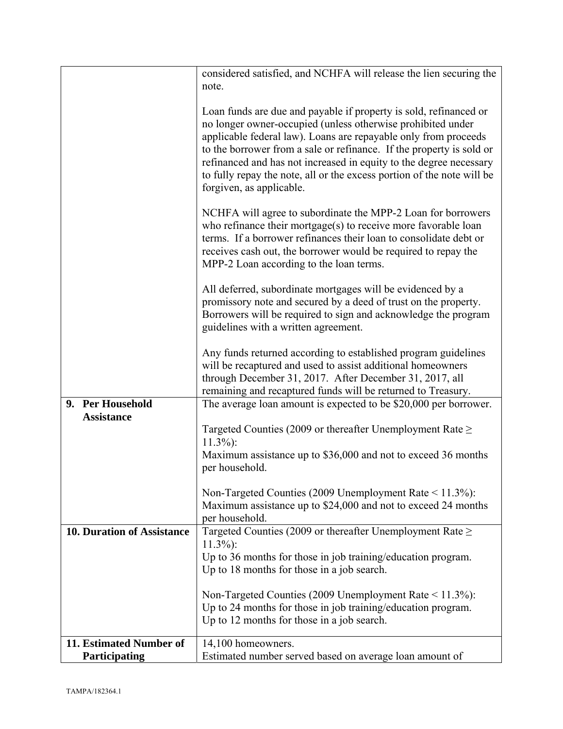| | |
|---|---|
| | considered satisfied, and NCHFA will release the lien securing the note.<br><br>Loan funds are due and payable if property is sold, refinanced or no longer owner-occupied (unless otherwise prohibited under applicable federal law). Loans are repayable only from proceeds to the borrower from a sale or refinance. If the property is sold or refinanced and has not increased in equity to the degree necessary to fully repay the note, all or the excess portion of the note will be forgiven, as applicable.<br><br>NCHFA will agree to subordinate the MPP-2 Loan for borrowers who refinance their mortgage(s) to receive more favorable loan terms. If a borrower refinances their loan to consolidate debt or receives cash out, the borrower would be required to repay the MPP-2 Loan according to the loan terms.<br><br>All deferred, subordinate mortgages will be evidenced by a promissory note and secured by a deed of trust on the property. Borrowers will be required to sign and acknowledge the program guidelines with a written agreement.<br><br>Any funds returned according to established program guidelines will be recaptured and used to assist additional homeowners through December 31, 2017. After December 31, 2017, all remaining and recaptured funds will be returned to Treasury. |
| **9. Per Household Assistance** | The average loan amount is expected to be $20,000 per borrower.<br><br>Targeted Counties (2009 or thereafter Unemployment Rate ≥ 11.3%):<br>Maximum assistance up to $36,000 and not to exceed 36 months per household.<br><br>Non-Targeted Counties (2009 Unemployment Rate < 11.3%):<br>Maximum assistance up to $24,000 and not to exceed 24 months per household. |
| **10. Duration of Assistance** | Targeted Counties (2009 or thereafter Unemployment Rate ≥ 11.3%):<br>Up to 36 months for those in job training/education program.<br>Up to 18 months for those in a job search.<br><br>Non-Targeted Counties (2009 Unemployment Rate < 11.3%):<br>Up to 24 months for those in job training/education program.<br>Up to 12 months for those in a job search. |
| **11. Estimated Number of Participating** | 14,100 homeowners.<br>Estimated number served based on average loan amount of |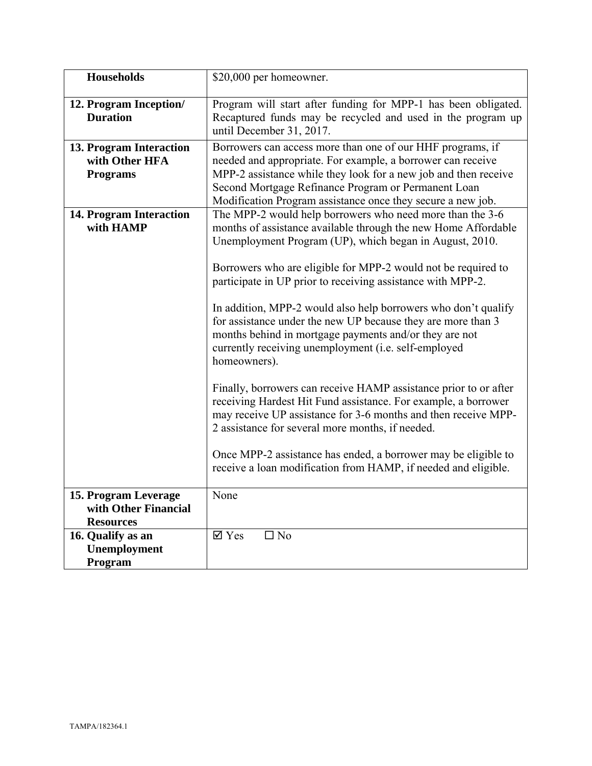| **Households** | $20,000 per homeowner. |
| --- | --- |
| **12. Program Inception/ Duration** | Program will start after funding for MPP-1 has been obligated. Recaptured funds may be recycled and used in the program up until December 31, 2017. |
| **13. Program Interaction with Other HFA Programs** | Borrowers can access more than one of our HHF programs, if needed and appropriate. For example, a borrower can receive MPP-2 assistance while they look for a new job and then receive Second Mortgage Refinance Program or Permanent Loan Modification Program assistance once they secure a new job. |
| **14. Program Interaction with HAMP** | The MPP-2 would help borrowers who need more than the 3-6 months of assistance available through the new Home Affordable Unemployment Program (UP), which began in August, 2010.<br><br>Borrowers who are eligible for MPP-2 would not be required to participate in UP prior to receiving assistance with MPP-2.<br><br>In addition, MPP-2 would also help borrowers who don't qualify for assistance under the new UP because they are more than 3 months behind in mortgage payments and/or they are not currently receiving unemployment (i.e. self-employed homeowners).<br><br>Finally, borrowers can receive HAMP assistance prior to or after receiving Hardest Hit Fund assistance. For example, a borrower may receive UP assistance for 3-6 months and then receive MPP-2 assistance for several more months, if needed.<br><br>Once MPP-2 assistance has ended, a borrower may be eligible to receive a loan modification from HAMP, if needed and eligible. |
| **15. Program Leverage with Other Financial Resources** | None |
| **16. Qualify as an Unemployment Program** | ☑ Yes ☐ No |

TAMPA/182364.1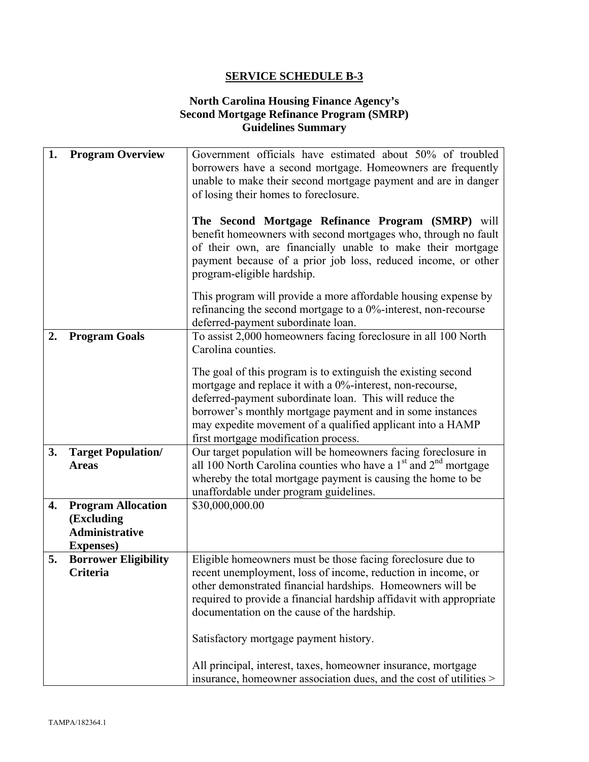## SERVICE SCHEDULE B-3

### North Carolina Housing Finance Agency's Second Mortgage Refinance Program (SMRP) Guidelines Summary

| | |
|---|---|
| **1. Program Overview** | Government officials have estimated about 50% of troubled borrowers have a second mortgage. Homeowners are frequently unable to make their second mortgage payment and are in danger of losing their homes to foreclosure.<br><br>**The Second Mortgage Refinance Program (SMRP)** will benefit homeowners with second mortgages who, through no fault of their own, are financially unable to make their mortgage payment because of a prior job loss, reduced income, or other program-eligible hardship.<br><br>This program will provide a more affordable housing expense by refinancing the second mortgage to a 0%-interest, non-recourse deferred-payment subordinate loan. |
| **2. Program Goals** | To assist 2,000 homeowners facing foreclosure in all 100 North Carolina counties.<br><br>The goal of this program is to extinguish the existing second mortgage and replace it with a 0%-interest, non-recourse, deferred-payment subordinate loan. This will reduce the borrower's monthly mortgage payment and in some instances may expedite movement of a qualified applicant into a HAMP first mortgage modification process. |
| **3. Target Population/ Areas** | Our target population will be homeowners facing foreclosure in all 100 North Carolina counties who have a 1st and 2nd mortgage whereby the total mortgage payment is causing the home to be unaffordable under program guidelines. |
| **4. Program Allocation (Excluding Administrative Expenses)** | $30,000,000.00 |
| **5. Borrower Eligibility Criteria** | Eligible homeowners must be those facing foreclosure due to recent unemployment, loss of income, reduction in income, or other demonstrated financial hardships. Homeowners will be required to provide a financial hardship affidavit with appropriate documentation on the cause of the hardship.<br><br>Satisfactory mortgage payment history.<br><br>All principal, interest, taxes, homeowner insurance, mortgage insurance, homeowner association dues, and the cost of utilities > |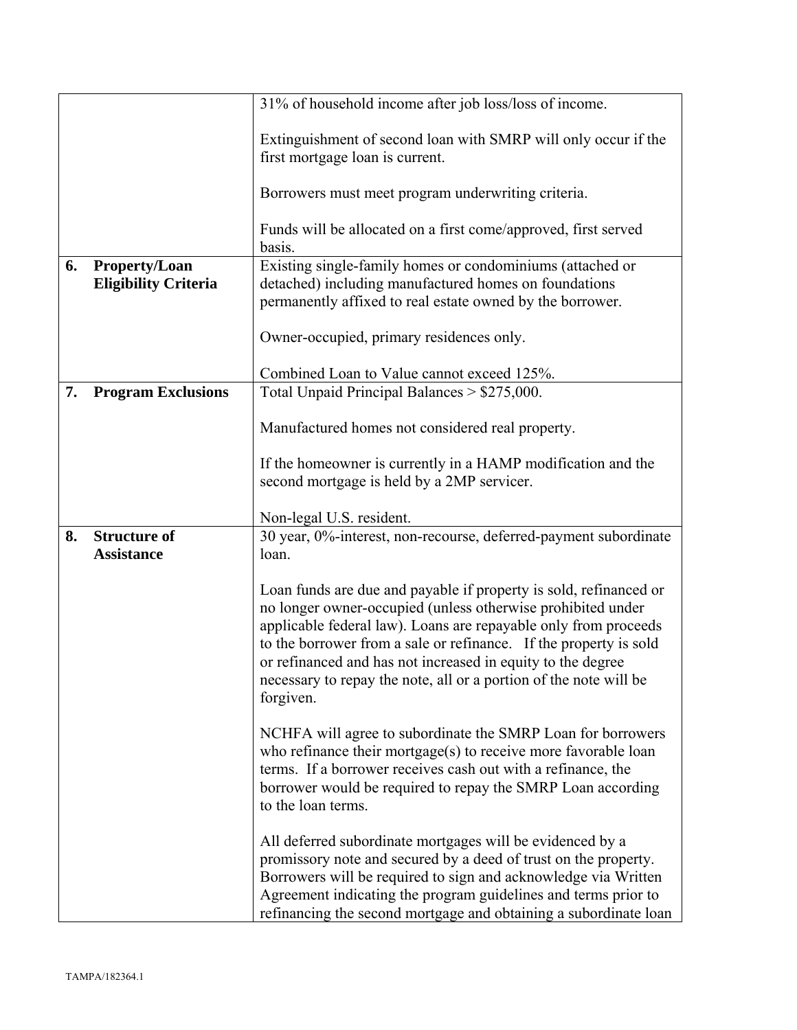| | |
|---|---|
| | 31% of household income after job loss/loss of income.<br><br>Extinguishment of second loan with SMRP will only occur if the first mortgage loan is current.<br><br>Borrowers must meet program underwriting criteria.<br><br>Funds will be allocated on a first come/approved, first served basis. |
| **6. Property/Loan Eligibility Criteria** | Existing single-family homes or condominiums (attached or detached) including manufactured homes on foundations permanently affixed to real estate owned by the borrower.<br><br>Owner-occupied, primary residences only.<br><br>Combined Loan to Value cannot exceed 125%. |
| **7. Program Exclusions** | Total Unpaid Principal Balances > $275,000.<br><br>Manufactured homes not considered real property.<br><br>If the homeowner is currently in a HAMP modification and the second mortgage is held by a 2MP servicer.<br><br>Non-legal U.S. resident. |
| **8. Structure of Assistance** | 30 year, 0%-interest, non-recourse, deferred-payment subordinate loan.<br><br>Loan funds are due and payable if property is sold, refinanced or no longer owner-occupied (unless otherwise prohibited under applicable federal law). Loans are repayable only from proceeds to the borrower from a sale or refinance. If the property is sold or refinanced and has not increased in equity to the degree necessary to repay the note, all or a portion of the note will be forgiven.<br><br>NCHFA will agree to subordinate the SMRP Loan for borrowers who refinance their mortgage(s) to receive more favorable loan terms. If a borrower receives cash out with a refinance, the borrower would be required to repay the SMRP Loan according to the loan terms.<br><br>All deferred subordinate mortgages will be evidenced by a promissory note and secured by a deed of trust on the property. Borrowers will be required to sign and acknowledge via Written Agreement indicating the program guidelines and terms prior to refinancing the second mortgage and obtaining a subordinate loan |

TAMPA/182364.1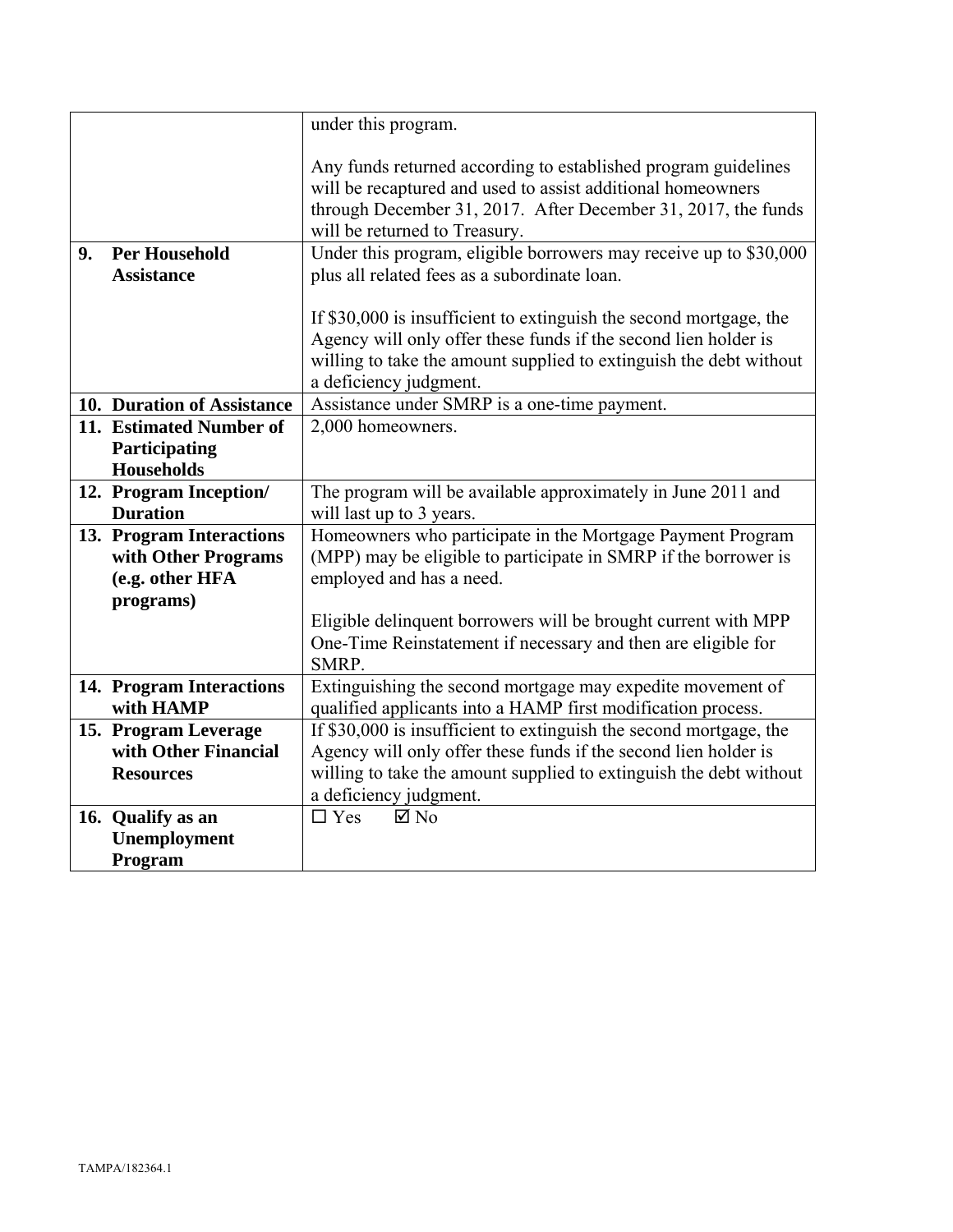| | |
|---|---|
| | under this program.<br><br>Any funds returned according to established program guidelines will be recaptured and used to assist additional homeowners through December 31, 2017. After December 31, 2017, the funds will be returned to Treasury. |
| **9. Per Household Assistance** | Under this program, eligible borrowers may receive up to $30,000 plus all related fees as a subordinate loan.<br><br>If $30,000 is insufficient to extinguish the second mortgage, the Agency will only offer these funds if the second lien holder is willing to take the amount supplied to extinguish the debt without a deficiency judgment. |
| **10. Duration of Assistance** | Assistance under SMRP is a one-time payment. |
| **11. Estimated Number of Participating Households** | 2,000 homeowners. |
| **12. Program Inception/ Duration** | The program will be available approximately in June 2011 and will last up to 3 years. |
| **13. Program Interactions with Other Programs (e.g. other HFA programs)** | Homeowners who participate in the Mortgage Payment Program (MPP) may be eligible to participate in SMRP if the borrower is employed and has a need.<br><br>Eligible delinquent borrowers will be brought current with MPP One-Time Reinstatement if necessary and then are eligible for SMRP. |
| **14. Program Interactions with HAMP** | Extinguishing the second mortgage may expedite movement of qualified applicants into a HAMP first modification process. |
| **15. Program Leverage with Other Financial Resources** | If $30,000 is insufficient to extinguish the second mortgage, the Agency will only offer these funds if the second lien holder is willing to take the amount supplied to extinguish the debt without a deficiency judgment. |
| **16. Qualify as an Unemployment Program** | ☐ Yes ☑ No |

TAMPA/182364.1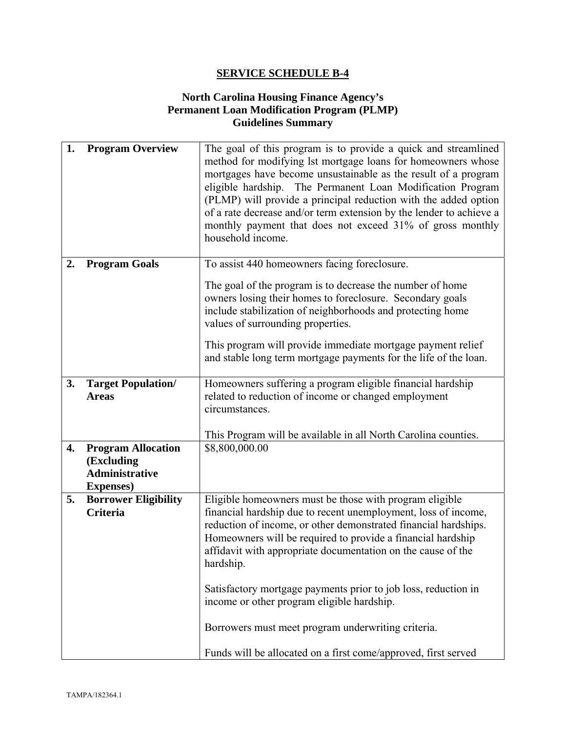# SERVICE SCHEDULE B-4

## North Carolina Housing Finance Agency's Permanent Loan Modification Program (PLMP) Guidelines Summary

| | |
|---|---|
| **1. Program Overview** | The goal of this program is to provide a quick and streamlined method for modifying lst mortgage loans for homeowners whose mortgages have become unsustainable as the result of a program eligible hardship. The Permanent Loan Modification Program (PLMP) will provide a principal reduction with the added option of a rate decrease and/or term extension by the lender to achieve a monthly payment that does not exceed 31% of gross monthly household income. |
| **2. Program Goals** | To assist 440 homeowners facing foreclosure.<br><br>The goal of the program is to decrease the number of home owners losing their homes to foreclosure. Secondary goals include stabilization of neighborhoods and protecting home values of surrounding properties.<br><br>This program will provide immediate mortgage payment relief and stable long term mortgage payments for the life of the loan. |
| **3. Target Population/ Areas** | Homeowners suffering a program eligible financial hardship related to reduction of income or changed employment circumstances.<br><br>This Program will be available in all North Carolina counties. |
| **4. Program Allocation (Excluding Administrative Expenses)** | $8,800,000.00 |
| **5. Borrower Eligibility Criteria** | Eligible homeowners must be those with program eligible financial hardship due to recent unemployment, loss of income, reduction of income, or other demonstrated financial hardships. Homeowners will be required to provide a financial hardship affidavit with appropriate documentation on the cause of the hardship.<br><br>Satisfactory mortgage payments prior to job loss, reduction in income or other program eligible hardship.<br><br>Borrowers must meet program underwriting criteria.<br><br>Funds will be allocated on a first come/approved, first served |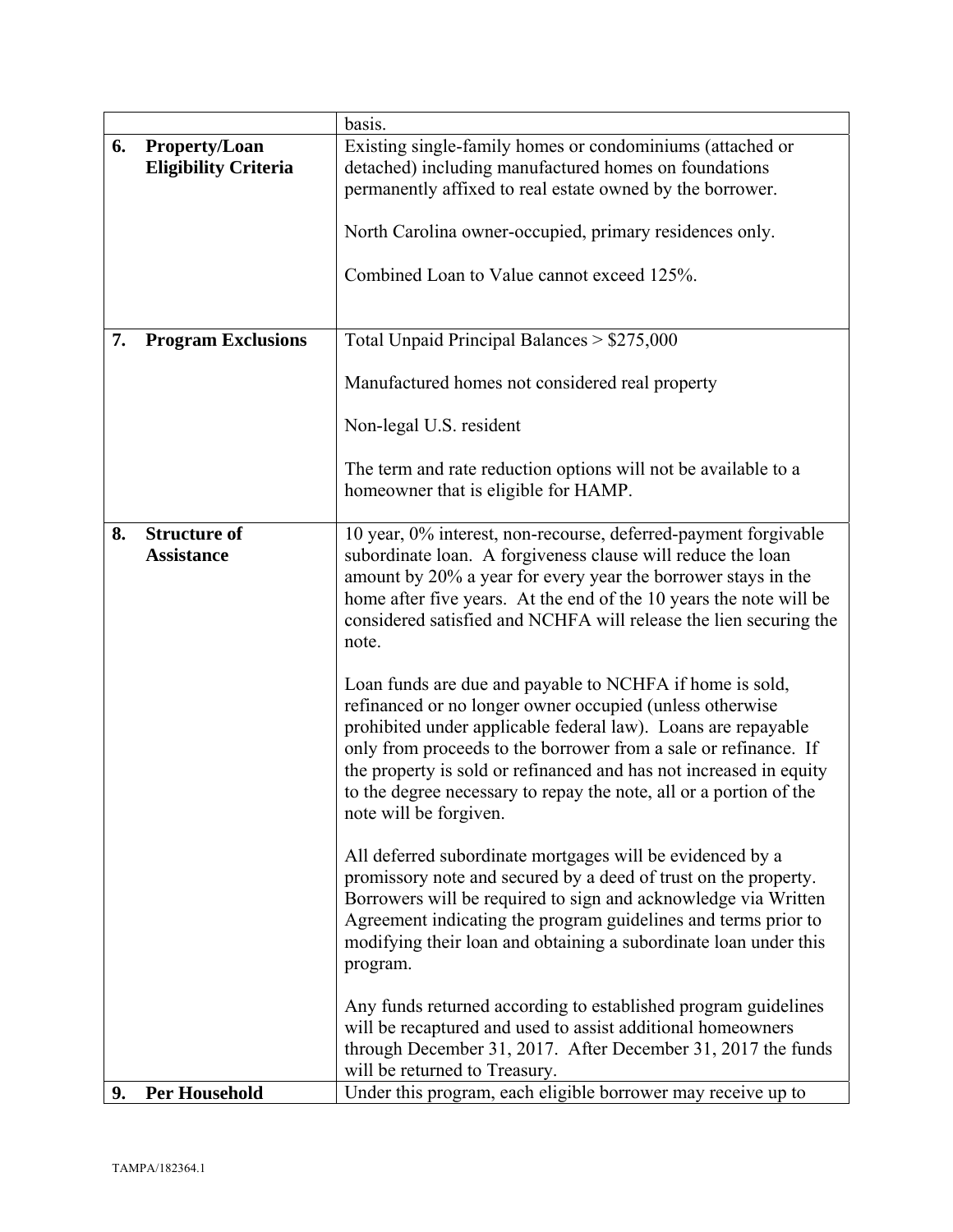| | | |
|---|---|---|
| | | basis. |
| 6. | **Property/Loan Eligibility Criteria** | Existing single-family homes or condominiums (attached or detached) including manufactured homes on foundations permanently affixed to real estate owned by the borrower.<br><br>North Carolina owner-occupied, primary residences only.<br><br>Combined Loan to Value cannot exceed 125%. |
| 7. | **Program Exclusions** | Total Unpaid Principal Balances > $275,000<br><br>Manufactured homes not considered real property<br><br>Non-legal U.S. resident<br><br>The term and rate reduction options will not be available to a homeowner that is eligible for HAMP. |
| 8. | **Structure of Assistance** | 10 year, 0% interest, non-recourse, deferred-payment forgivable subordinate loan. A forgiveness clause will reduce the loan amount by 20% a year for every year the borrower stays in the home after five years. At the end of the 10 years the note will be considered satisfied and NCHFA will release the lien securing the note.<br><br>Loan funds are due and payable to NCHFA if home is sold, refinanced or no longer owner occupied (unless otherwise prohibited under applicable federal law). Loans are repayable only from proceeds to the borrower from a sale or refinance. If the property is sold or refinanced and has not increased in equity to the degree necessary to repay the note, all or a portion of the note will be forgiven.<br><br>All deferred subordinate mortgages will be evidenced by a promissory note and secured by a deed of trust on the property. Borrowers will be required to sign and acknowledge via Written Agreement indicating the program guidelines and terms prior to modifying their loan and obtaining a subordinate loan under this program.<br><br>Any funds returned according to established program guidelines will be recaptured and used to assist additional homeowners through December 31, 2017. After December 31, 2017 the funds will be returned to Treasury. |
| 9. | **Per Household** | Under this program, each eligible borrower may receive up to |

TAMPA/182364.1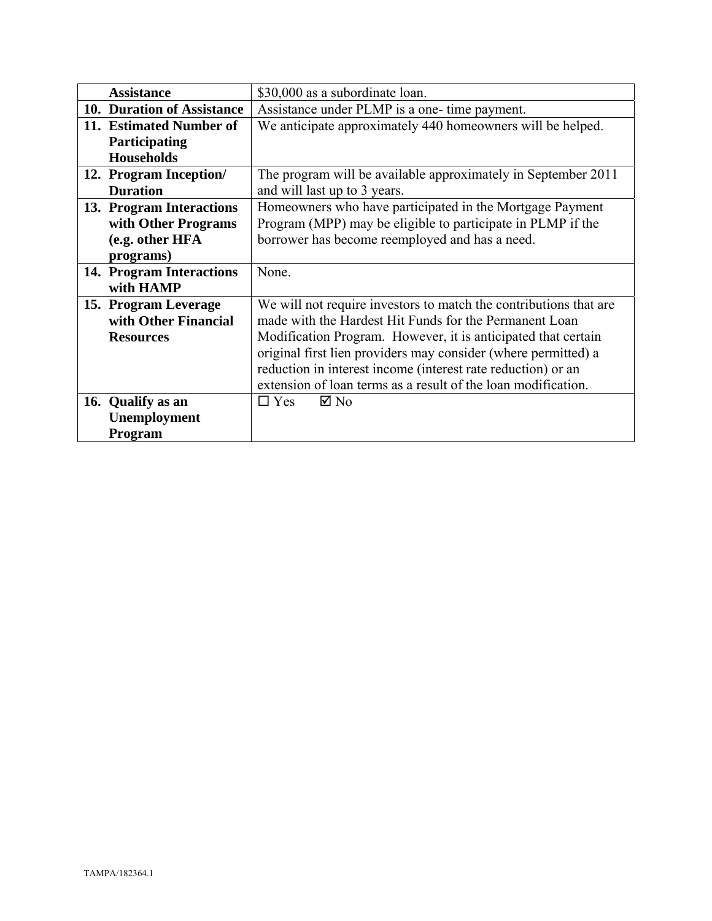| | |
|---|---|
| **Assistance** | $30,000 as a subordinate loan. |
| **10. Duration of Assistance** | Assistance under PLMP is a one- time payment. |
| **11. Estimated Number of Participating Households** | We anticipate approximately 440 homeowners will be helped. |
| **12. Program Inception/ Duration** | The program will be available approximately in September 2011 and will last up to 3 years. |
| **13. Program Interactions with Other Programs (e.g. other HFA programs)** | Homeowners who have participated in the Mortgage Payment Program (MPP) may be eligible to participate in PLMP if the borrower has become reemployed and has a need. |
| **14. Program Interactions with HAMP** | None. |
| **15. Program Leverage with Other Financial Resources** | We will not require investors to match the contributions that are made with the Hardest Hit Funds for the Permanent Loan Modification Program. However, it is anticipated that certain original first lien providers may consider (where permitted) a reduction in interest income (interest rate reduction) or an extension of loan terms as a result of the loan modification. |
| **16. Qualify as an Unemployment Program** | ☐ Yes ☑ No |

TAMPA/182364.1